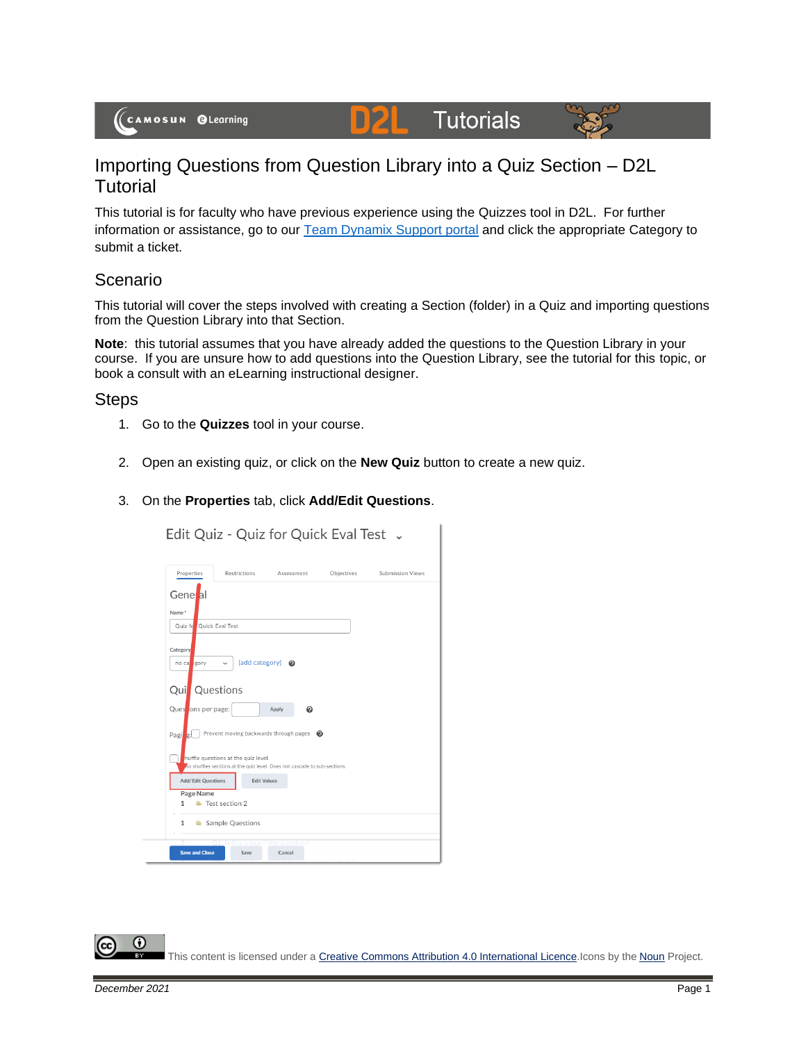# Importing Questions from Question Library into a Quiz Section – D2L Tutorial

This tutorial is for faculty who have previous experience using the Quizzes tool in D2L. For further information or assistance, go to our Team Dynamix Support portal and click the appropriate Category to submit a ticket.

## Scenario

This tutorial will cover the steps involved with creating a Section (folder) in a Quiz and importing questions from the Question Library into that Section.

**Note**: this tutorial assumes that you have already added the questions to the Question Library in your course. If you are unsure how to add questions into the Question Library, see the tutorial for this topic, or book a consult with an eLearning instructional designer.

## Steps

1. Go to the **Quizzes** tool in your course.
2. Open an existing quiz, or click on the **New Quiz** button to create a new quiz.
3. On the **Properties** tab, click **Add/Edit Questions**.

This content is licensed under a Creative Commons Attribution 4.0 International Licence. Icons by the Noun Project.

*December 2021*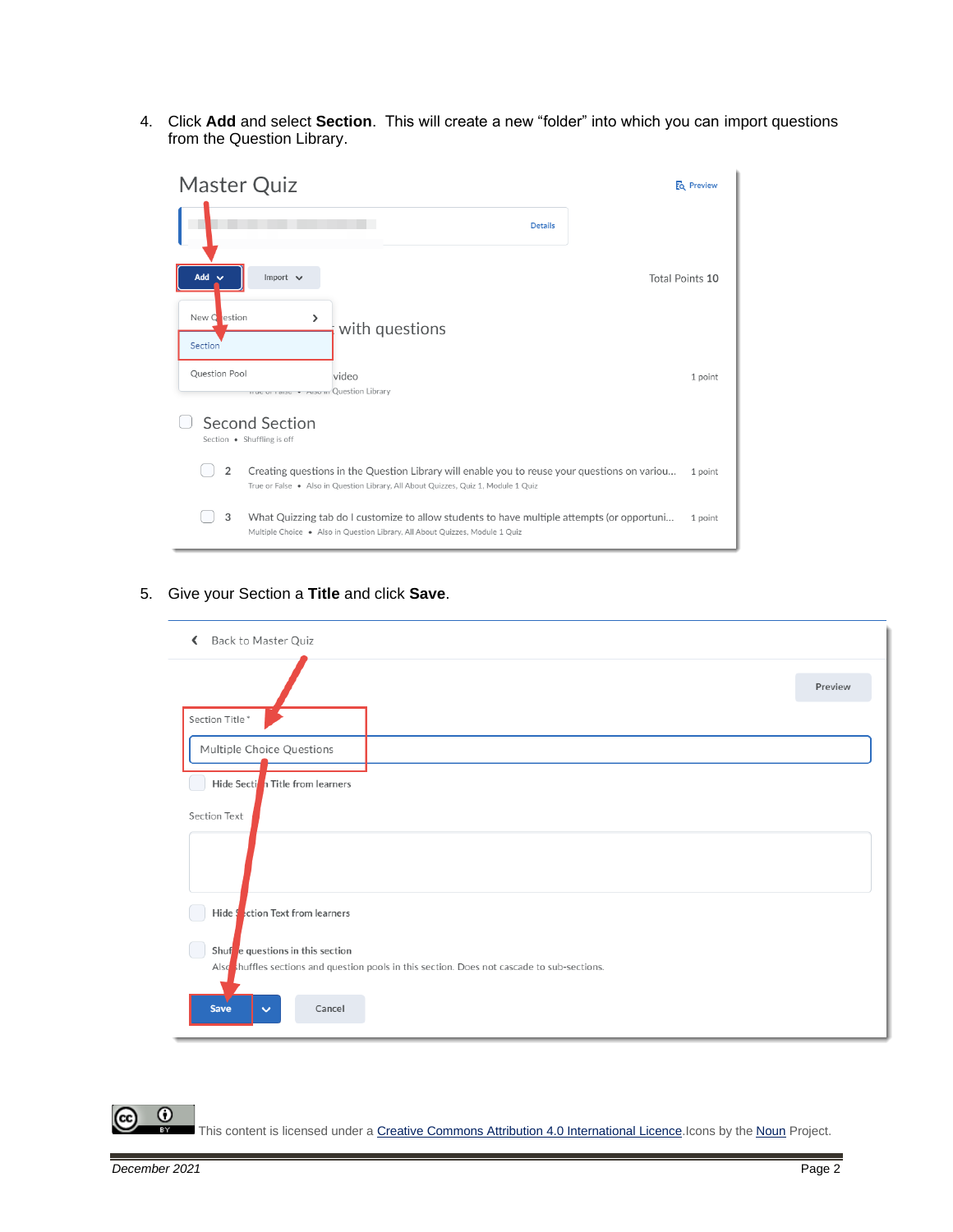4. Click **Add** and select **Section**. This will create a new "folder" into which you can import questions from the Question Library.

5. Give your Section a **Title** and click **Save**.

This content is licensed under a Creative Commons Attribution 4.0 International Licence. Icons by the Noun Project.

December 2021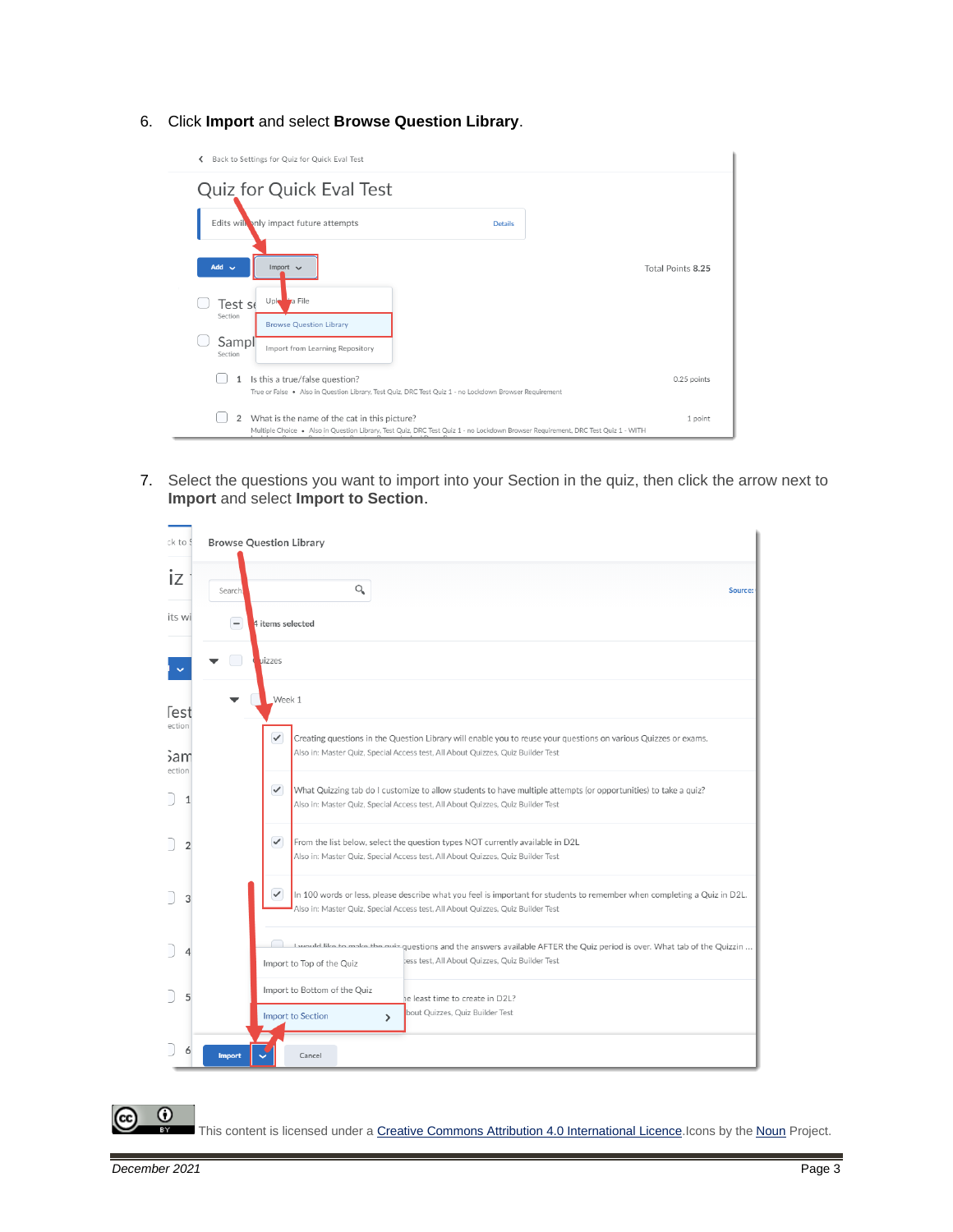6. Click **Import** and select **Browse Question Library**.

7. Select the questions you want to import into your Section in the quiz, then click the arrow next to **Import** and select **Import to Section**.

This content is licensed under a Creative Commons Attribution 4.0 International Licence. Icons by the Noun Project.

*December 2021*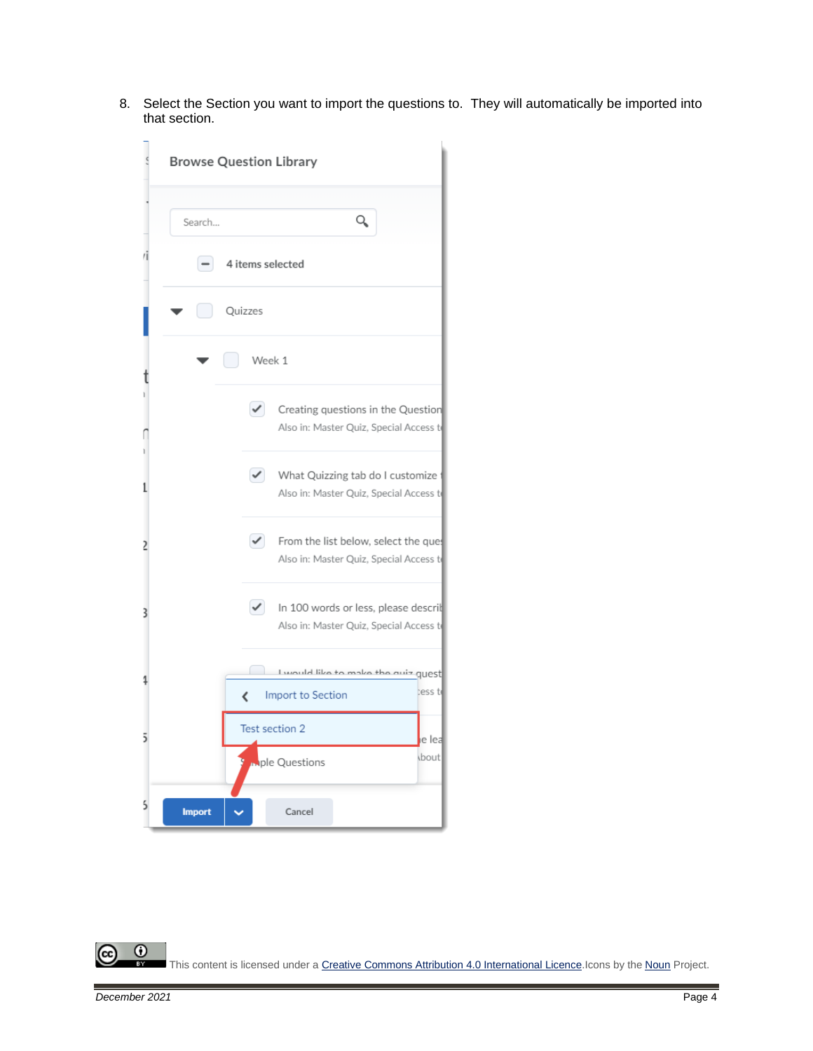8. Select the Section you want to import the questions to.  They will automatically be imported into that section.

This content is licensed under a [Creative Commons Attribution 4.0 International Licence](). Icons by the [Noun]() Project.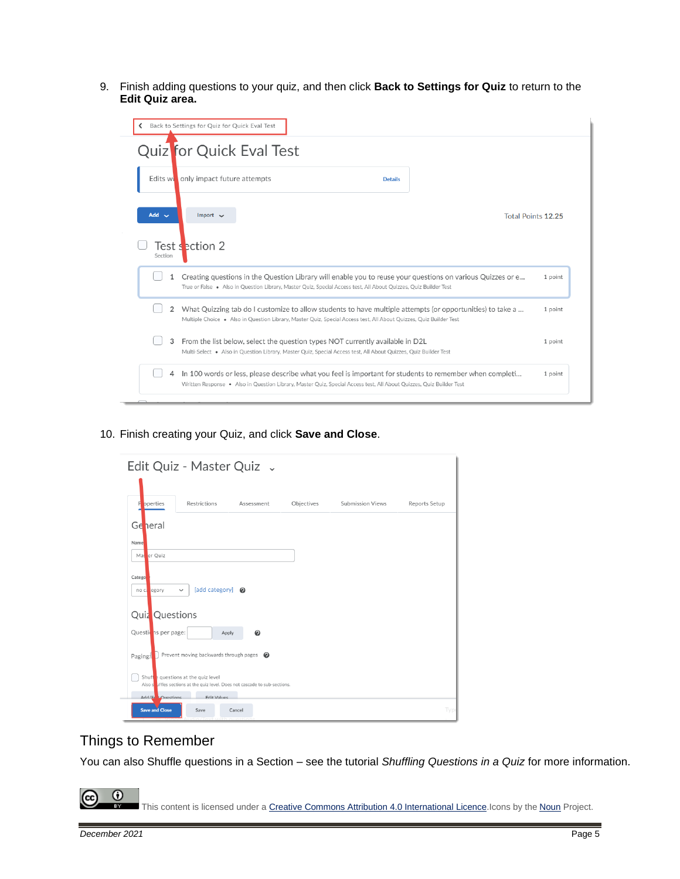9. Finish adding questions to your quiz, and then click **Back to Settings for Quiz** to return to the **Edit Quiz area.**

10. Finish creating your Quiz, and click **Save and Close**.

## Things to Remember

You can also Shuffle questions in a Section – see the tutorial *Shuffling Questions in a Quiz* for more information.

This content is licensed under a Creative Commons Attribution 4.0 International Licence. Icons by the Noun Project.

December 2021